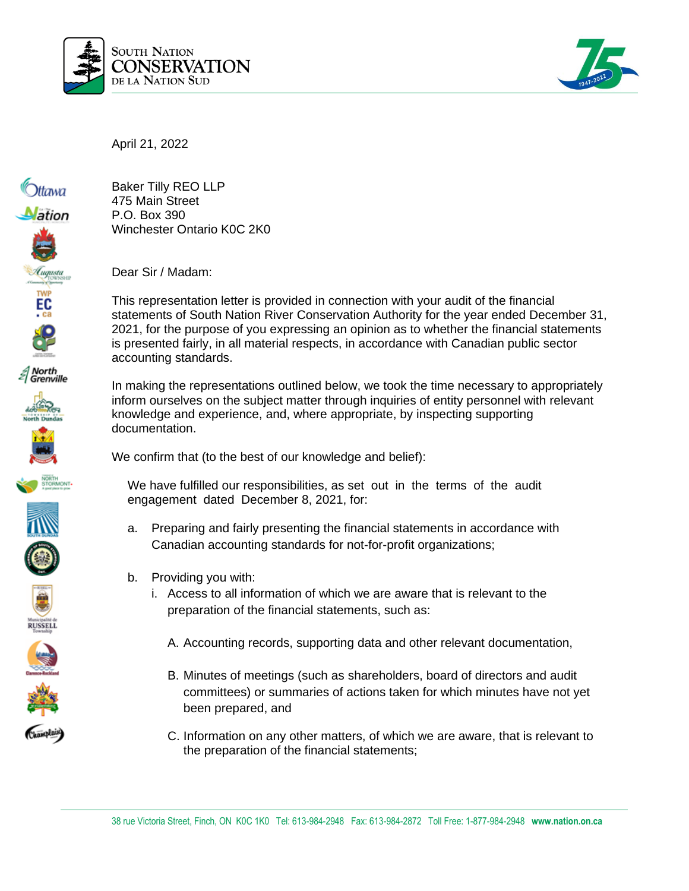SOUTH NATION
CONSERVATION
DE LA NATION SUD

April 21, 2022

Baker Tilly REO LLP
475 Main Street
P.O. Box 390
Winchester Ontario K0C 2K0

Dear Sir / Madam:

This representation letter is provided in connection with your audit of the financial statements of South Nation River Conservation Authority for the year ended December 31, 2021, for the purpose of you expressing an opinion as to whether the financial statements is presented fairly, in all material respects, in accordance with Canadian public sector accounting standards.

In making the representations outlined below, we took the time necessary to appropriately inform ourselves on the subject matter through inquiries of entity personnel with relevant knowledge and experience, and, where appropriate, by inspecting supporting documentation.

We confirm that (to the best of our knowledge and belief):

We have fulfilled our responsibilities, as set out in the terms of the audit engagement dated December 8, 2021, for:

a. Preparing and fairly presenting the financial statements in accordance with Canadian accounting standards for not-for-profit organizations;

b. Providing you with:
   i. Access to all information of which we are aware that is relevant to the preparation of the financial statements, such as:

      A. Accounting records, supporting data and other relevant documentation,

      B. Minutes of meetings (such as shareholders, board of directors and audit committees) or summaries of actions taken for which minutes have not yet been prepared, and

      C. Information on any other matters, of which we are aware, that is relevant to the preparation of the financial statements;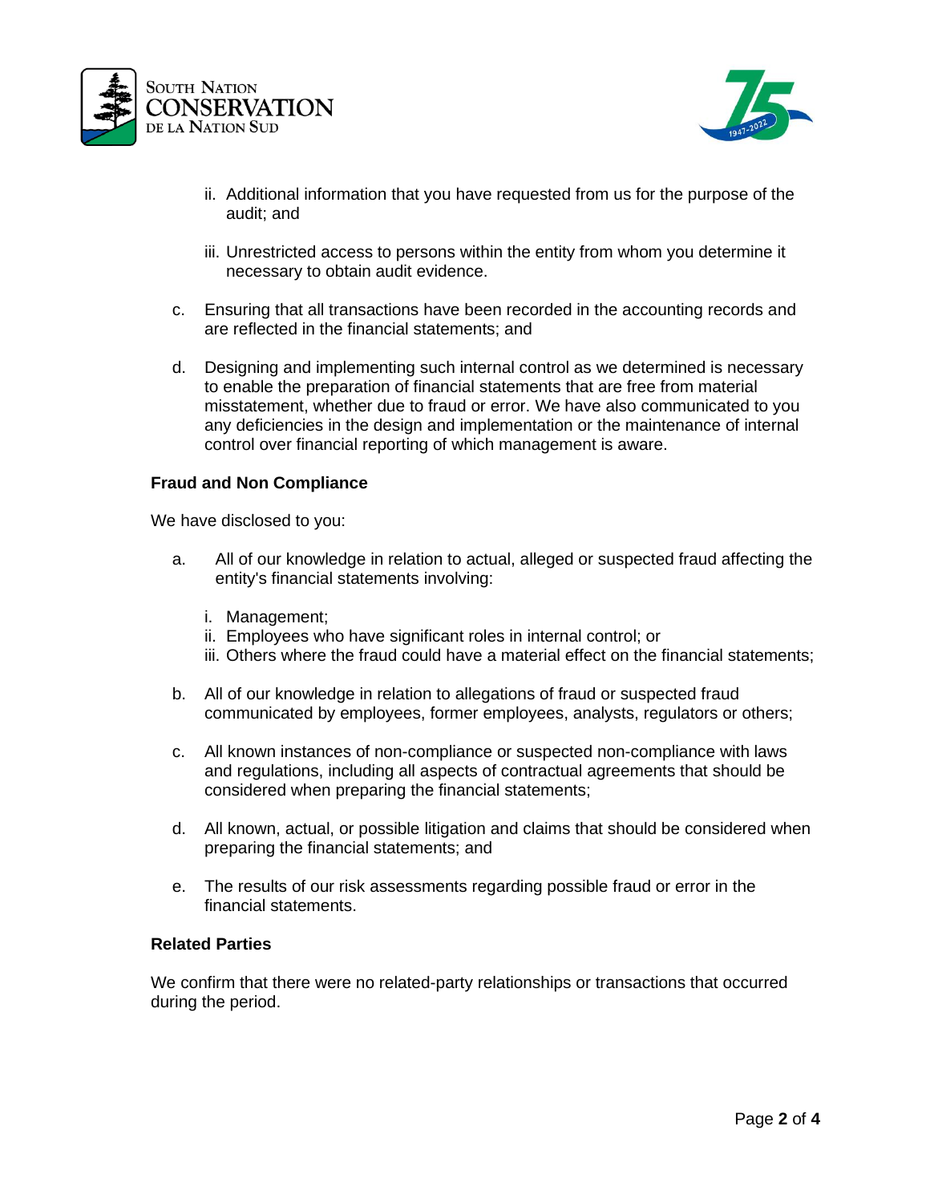ii. Additional information that you have requested from us for the purpose of the audit; and

iii. Unrestricted access to persons within the entity from whom you determine it necessary to obtain audit evidence.

c. Ensuring that all transactions have been recorded in the accounting records and are reflected in the financial statements; and

d. Designing and implementing such internal control as we determined is necessary to enable the preparation of financial statements that are free from material misstatement, whether due to fraud or error. We have also communicated to you any deficiencies in the design and implementation or the maintenance of internal control over financial reporting of which management is aware.

**Fraud and Non Compliance**

We have disclosed to you:

a. All of our knowledge in relation to actual, alleged or suspected fraud affecting the entity's financial statements involving:

   i. Management;
   ii. Employees who have significant roles in internal control; or
   iii. Others where the fraud could have a material effect on the financial statements;

b. All of our knowledge in relation to allegations of fraud or suspected fraud communicated by employees, former employees, analysts, regulators or others;

c. All known instances of non-compliance or suspected non-compliance with laws and regulations, including all aspects of contractual agreements that should be considered when preparing the financial statements;

d. All known, actual, or possible litigation and claims that should be considered when preparing the financial statements; and

e. The results of our risk assessments regarding possible fraud or error in the financial statements.

**Related Parties**

We confirm that there were no related-party relationships or transactions that occurred during the period.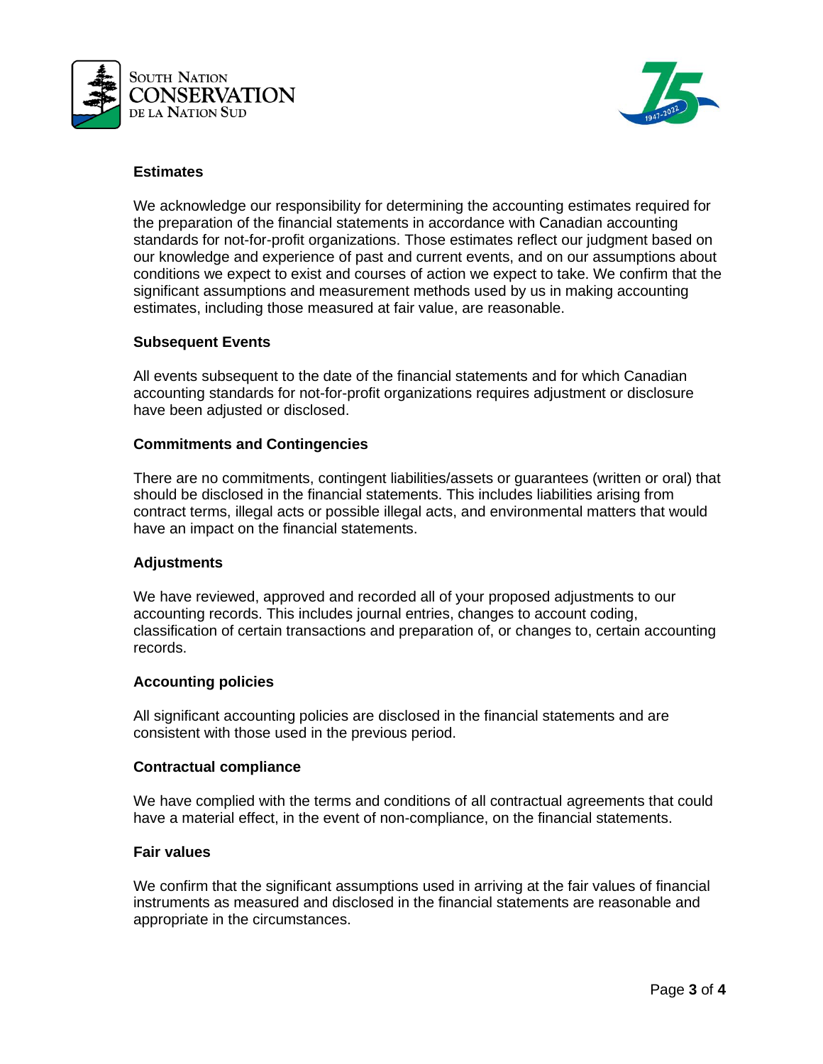## Estimates

We acknowledge our responsibility for determining the accounting estimates required for the preparation of the financial statements in accordance with Canadian accounting standards for not-for-profit organizations. Those estimates reflect our judgment based on our knowledge and experience of past and current events, and on our assumptions about conditions we expect to exist and courses of action we expect to take. We confirm that the significant assumptions and measurement methods used by us in making accounting estimates, including those measured at fair value, are reasonable.

## Subsequent Events

All events subsequent to the date of the financial statements and for which Canadian accounting standards for not-for-profit organizations requires adjustment or disclosure have been adjusted or disclosed.

## Commitments and Contingencies

There are no commitments, contingent liabilities/assets or guarantees (written or oral) that should be disclosed in the financial statements. This includes liabilities arising from contract terms, illegal acts or possible illegal acts, and environmental matters that would have an impact on the financial statements.

## Adjustments

We have reviewed, approved and recorded all of your proposed adjustments to our accounting records. This includes journal entries, changes to account coding, classification of certain transactions and preparation of, or changes to, certain accounting records.

## Accounting policies

All significant accounting policies are disclosed in the financial statements and are consistent with those used in the previous period.

## Contractual compliance

We have complied with the terms and conditions of all contractual agreements that could have a material effect, in the event of non-compliance, on the financial statements.

## Fair values

We confirm that the significant assumptions used in arriving at the fair values of financial instruments as measured and disclosed in the financial statements are reasonable and appropriate in the circumstances.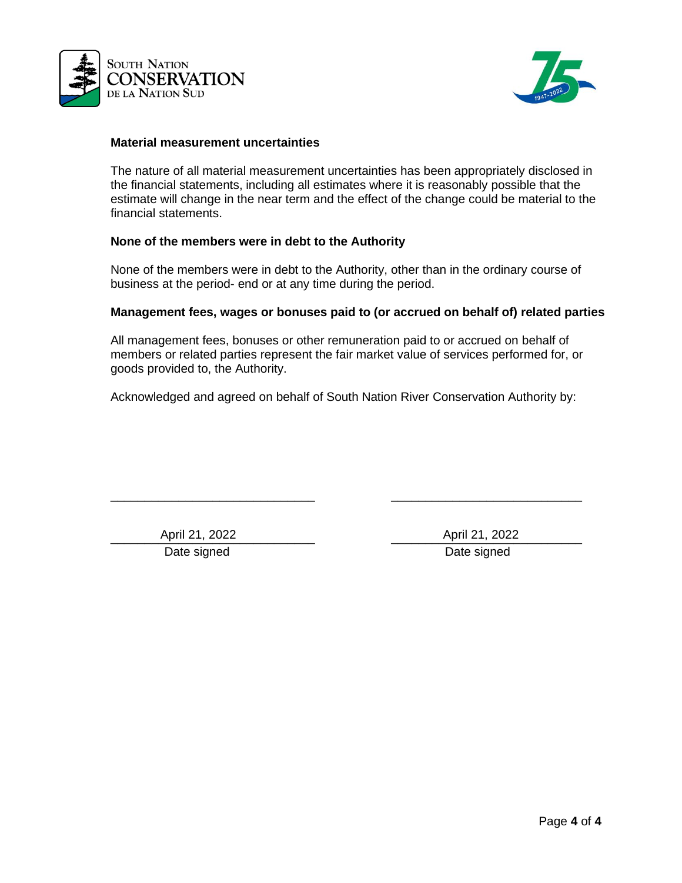**Material measurement uncertainties**

The nature of all material measurement uncertainties has been appropriately disclosed in the financial statements, including all estimates where it is reasonably possible that the estimate will change in the near term and the effect of the change could be material to the financial statements.

**None of the members were in debt to the Authority**

None of the members were in debt to the Authority, other than in the ordinary course of business at the period- end or at any time during the period.

**Management fees, wages or bonuses paid to (or accrued on behalf of) related parties**

All management fees, bonuses or other remuneration paid to or accrued on behalf of members or related parties represent the fair market value of services performed for, or goods provided to, the Authority.

Acknowledged and agreed on behalf of South Nation River Conservation Authority by:

| | |
|---|---|
| \_\_\_\_\_\_\_\_\_\_\_\_\_\_\_\_\_\_\_\_\_\_\_\_\_\_\_\_\_\_ | \_\_\_\_\_\_\_\_\_\_\_\_\_\_\_\_\_\_\_\_\_\_\_\_\_\_\_\_\_\_ |
| April 21, 2022 | April 21, 2022 |
| Date signed | Date signed |